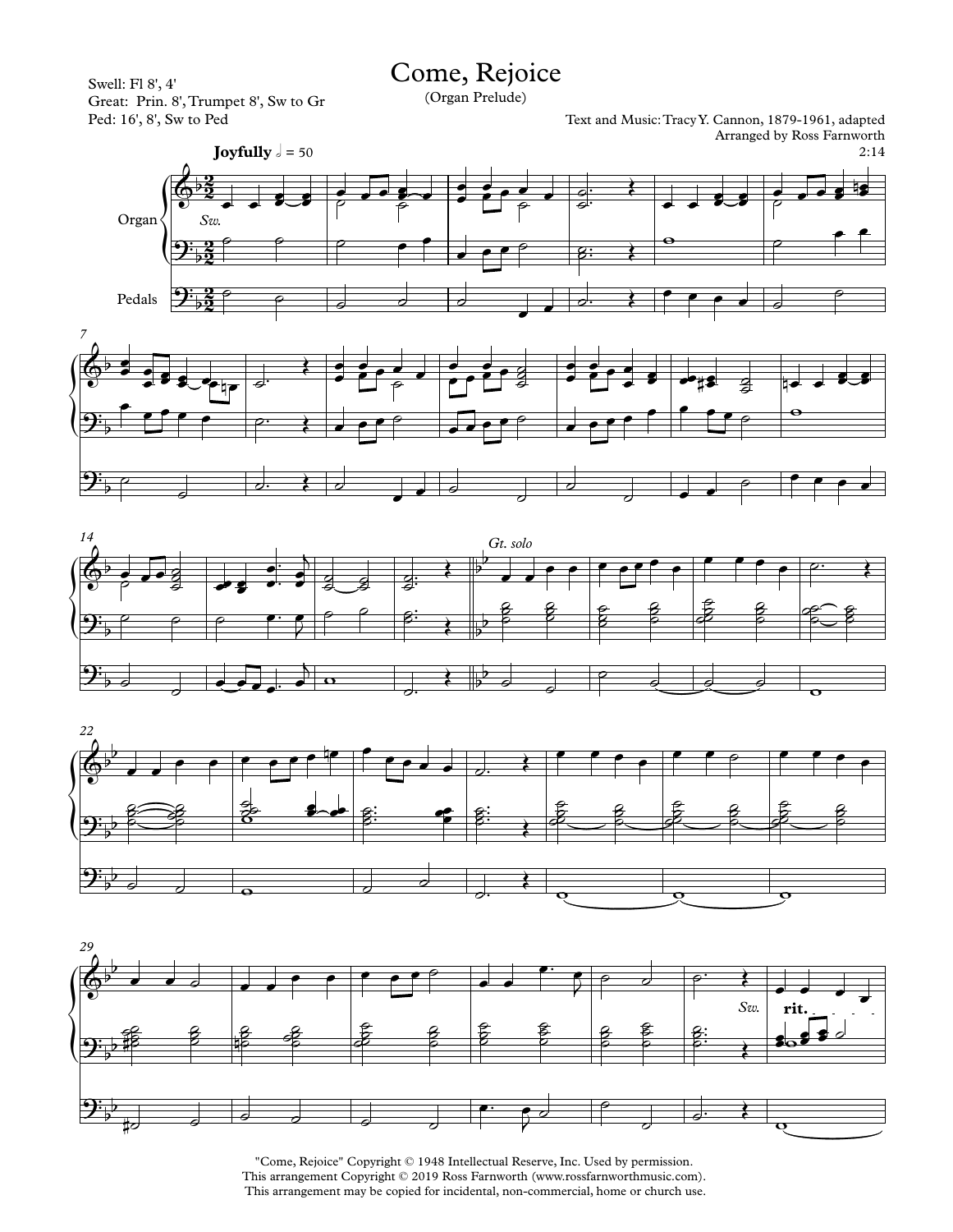# Come, Rejoice

(Organ Prelude)

Swell: Fl 8', 4'
Great: Prin. 8', Trumpet 8', Sw to Gr
Ped: 16', 8', Sw to Ped

Text and Music: Tracy Y. Cannon, 1879-1961, adapted
Arranged by Ross Farnworth
2:14

"Come, Rejoice" Copyright © 1948 Intellectual Reserve, Inc. Used by permission.
This arrangement Copyright © 2019 Ross Farnworth (www.rossfarnworthmusic.com).
This arrangement may be copied for incidental, non-commercial, home or church use.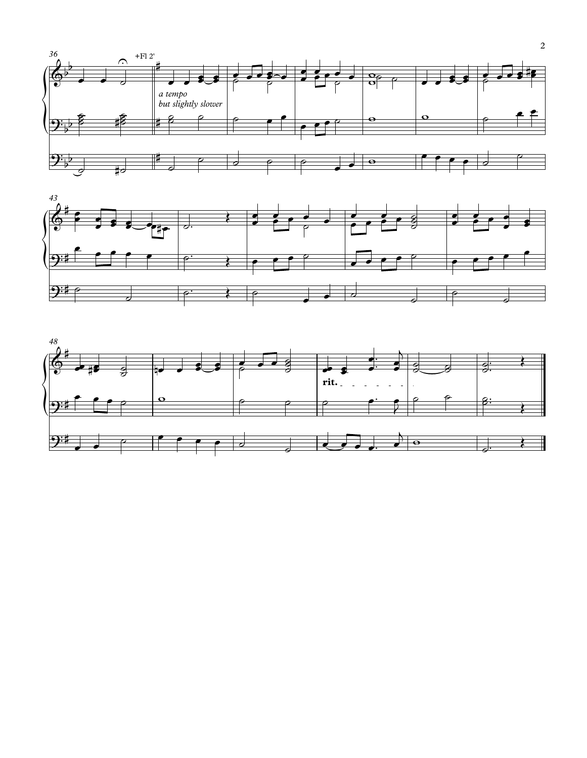+Fl 2'

*a tempo*
*but slightly slower*

**rit.**